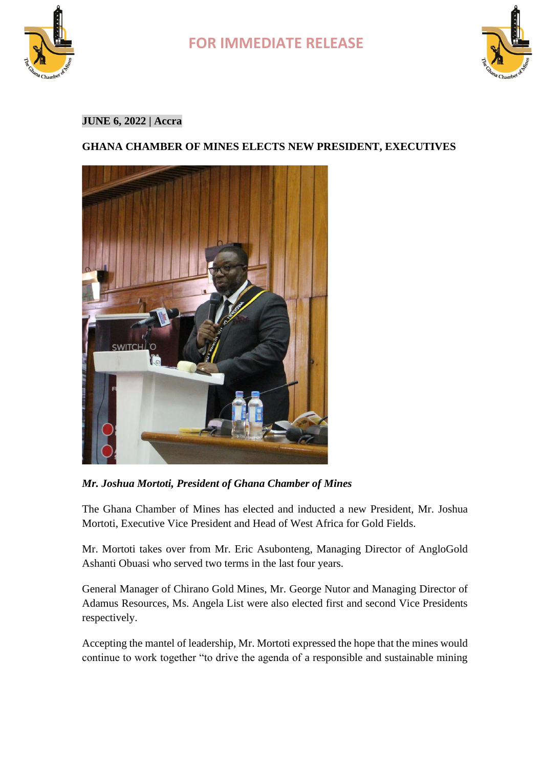FOR IMMEDIATE RELEASE

**JUNE 6, 2022 | Accra**

**GHANA CHAMBER OF MINES ELECTS NEW PRESIDENT, EXECUTIVES**

***Mr. Joshua Mortoti, President of Ghana Chamber of Mines***

The Ghana Chamber of Mines has elected and inducted a new President, Mr. Joshua Mortoti, Executive Vice President and Head of West Africa for Gold Fields.

Mr. Mortoti takes over from Mr. Eric Asubonteng, Managing Director of AngloGold Ashanti Obuasi who served two terms in the last four years.

General Manager of Chirano Gold Mines, Mr. George Nutor and Managing Director of Adamus Resources, Ms. Angela List were also elected first and second Vice Presidents respectively.

Accepting the mantel of leadership, Mr. Mortoti expressed the hope that the mines would continue to work together "to drive the agenda of a responsible and sustainable mining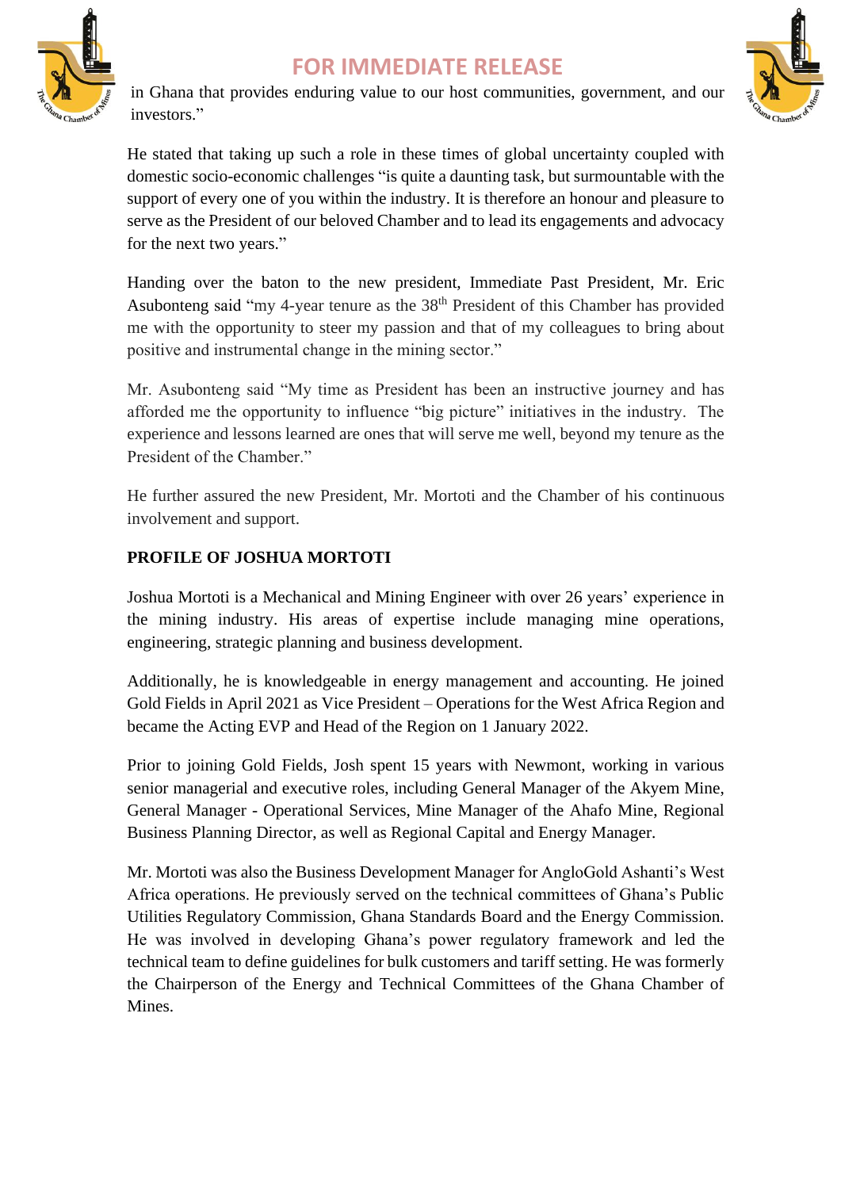in Ghana that provides enduring value to our host communities, government, and our investors."

He stated that taking up such a role in these times of global uncertainty coupled with domestic socio-economic challenges "is quite a daunting task, but surmountable with the support of every one of you within the industry. It is therefore an honour and pleasure to serve as the President of our beloved Chamber and to lead its engagements and advocacy for the next two years."

Handing over the baton to the new president, Immediate Past President, Mr. Eric Asubonteng said "my 4-year tenure as the 38th President of this Chamber has provided me with the opportunity to steer my passion and that of my colleagues to bring about positive and instrumental change in the mining sector."

Mr. Asubonteng said "My time as President has been an instructive journey and has afforded me the opportunity to influence "big picture" initiatives in the industry. The experience and lessons learned are ones that will serve me well, beyond my tenure as the President of the Chamber."

He further assured the new President, Mr. Mortoti and the Chamber of his continuous involvement and support.

**PROFILE OF JOSHUA MORTOTI**

Joshua Mortoti is a Mechanical and Mining Engineer with over 26 years' experience in the mining industry. His areas of expertise include managing mine operations, engineering, strategic planning and business development.

Additionally, he is knowledgeable in energy management and accounting. He joined Gold Fields in April 2021 as Vice President – Operations for the West Africa Region and became the Acting EVP and Head of the Region on 1 January 2022.

Prior to joining Gold Fields, Josh spent 15 years with Newmont, working in various senior managerial and executive roles, including General Manager of the Akyem Mine, General Manager - Operational Services, Mine Manager of the Ahafo Mine, Regional Business Planning Director, as well as Regional Capital and Energy Manager.

Mr. Mortoti was also the Business Development Manager for AngloGold Ashanti's West Africa operations. He previously served on the technical committees of Ghana's Public Utilities Regulatory Commission, Ghana Standards Board and the Energy Commission. He was involved in developing Ghana's power regulatory framework and led the technical team to define guidelines for bulk customers and tariff setting. He was formerly the Chairperson of the Energy and Technical Committees of the Ghana Chamber of Mines.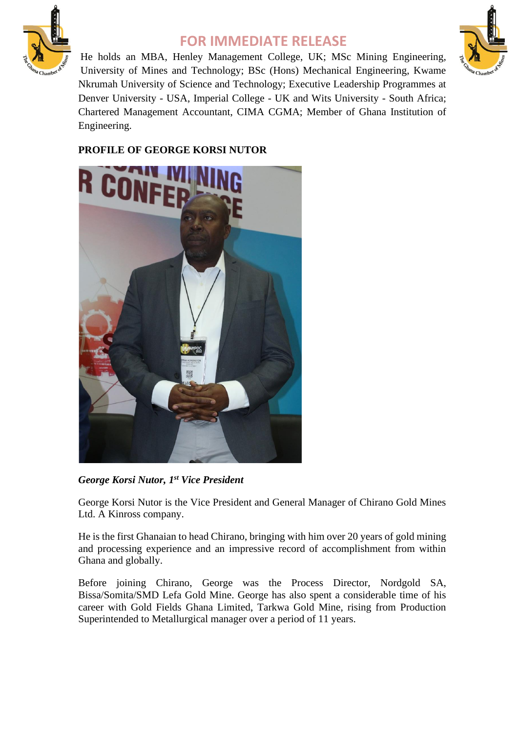FOR IMMEDIATE RELEASE

He holds an MBA, Henley Management College, UK; MSc Mining Engineering, University of Mines and Technology; BSc (Hons) Mechanical Engineering, Kwame Nkrumah University of Science and Technology; Executive Leadership Programmes at Denver University - USA, Imperial College - UK and Wits University - South Africa; Chartered Management Accountant, CIMA CGMA; Member of Ghana Institution of Engineering.

**PROFILE OF GEORGE KORSI NUTOR**

***George Korsi Nutor, 1st Vice President***

George Korsi Nutor is the Vice President and General Manager of Chirano Gold Mines Ltd. A Kinross company.

He is the first Ghanaian to head Chirano, bringing with him over 20 years of gold mining and processing experience and an impressive record of accomplishment from within Ghana and globally.

Before joining Chirano, George was the Process Director, Nordgold SA, Bissa/Somita/SMD Lefa Gold Mine. George has also spent a considerable time of his career with Gold Fields Ghana Limited, Tarkwa Gold Mine, rising from Production Superintended to Metallurgical manager over a period of 11 years.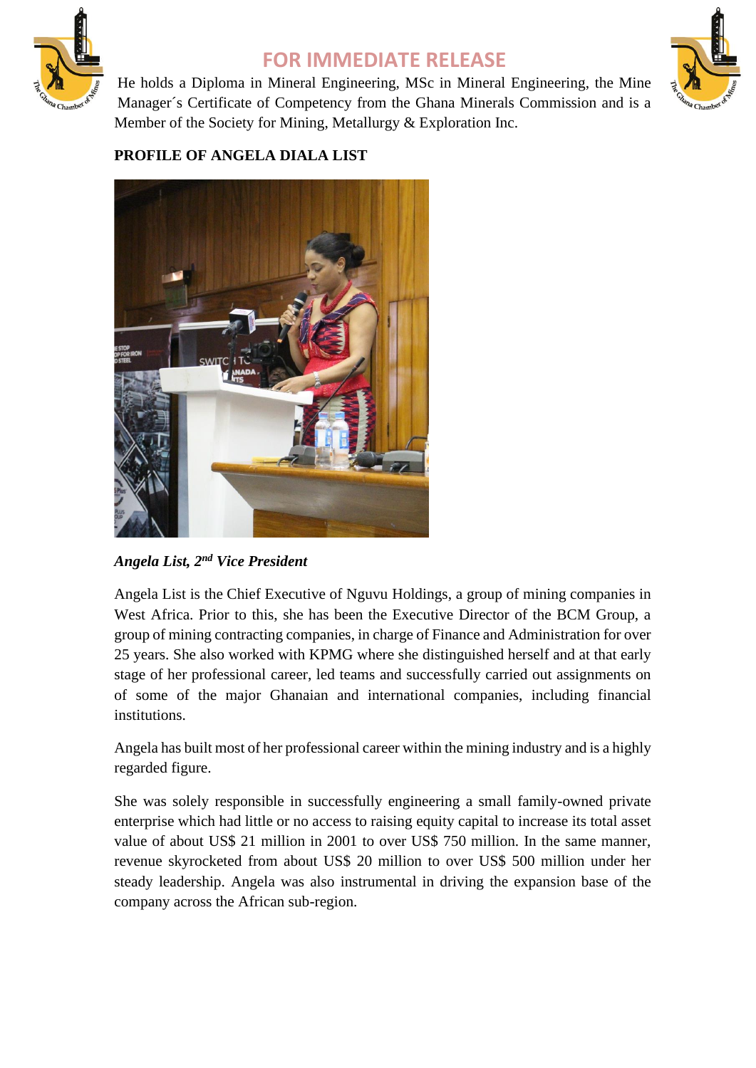He holds a Diploma in Mineral Engineering, MSc in Mineral Engineering, the Mine Manager´s Certificate of Competency from the Ghana Minerals Commission and is a Member of the Society for Mining, Metallurgy & Exploration Inc.

**PROFILE OF ANGELA DIALA LIST**

***Angela List, 2nd Vice President***

Angela List is the Chief Executive of Nguvu Holdings, a group of mining companies in West Africa. Prior to this, she has been the Executive Director of the BCM Group, a group of mining contracting companies, in charge of Finance and Administration for over 25 years. She also worked with KPMG where she distinguished herself and at that early stage of her professional career, led teams and successfully carried out assignments on of some of the major Ghanaian and international companies, including financial institutions.

Angela has built most of her professional career within the mining industry and is a highly regarded figure.

She was solely responsible in successfully engineering a small family-owned private enterprise which had little or no access to raising equity capital to increase its total asset value of about US$ 21 million in 2001 to over US$ 750 million. In the same manner, revenue skyrocketed from about US$ 20 million to over US$ 500 million under her steady leadership. Angela was also instrumental in driving the expansion base of the company across the African sub-region.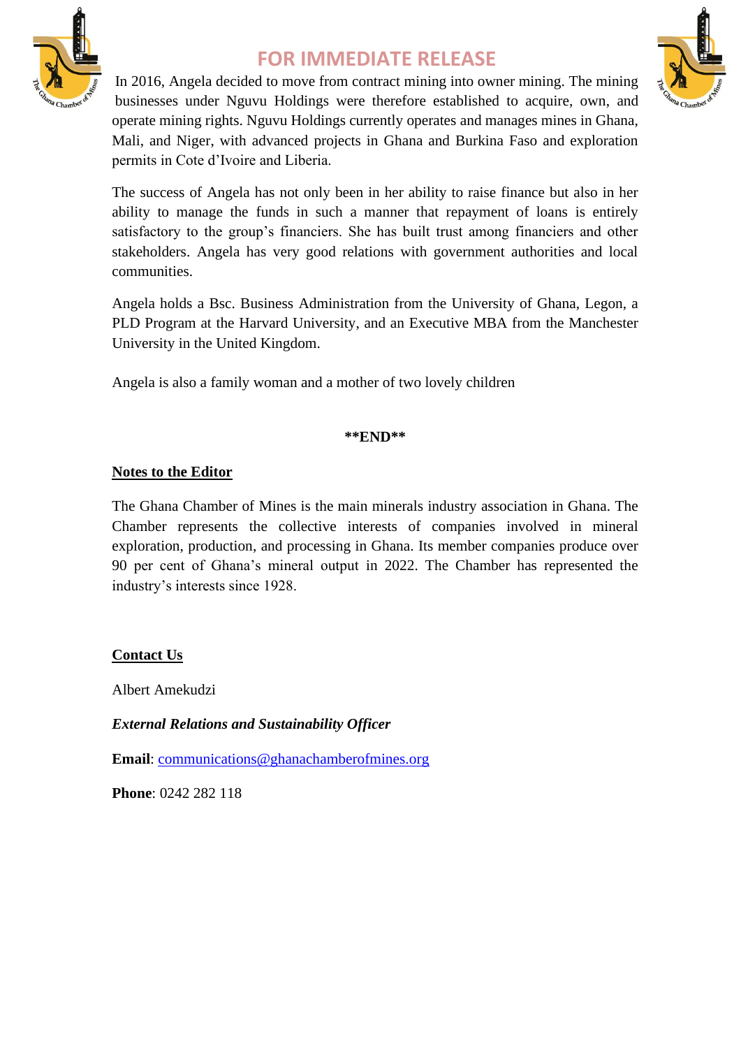## FOR IMMEDIATE RELEASE

In 2016, Angela decided to move from contract mining into owner mining. The mining businesses under Nguvu Holdings were therefore established to acquire, own, and operate mining rights. Nguvu Holdings currently operates and manages mines in Ghana, Mali, and Niger, with advanced projects in Ghana and Burkina Faso and exploration permits in Cote d'Ivoire and Liberia.

The success of Angela has not only been in her ability to raise finance but also in her ability to manage the funds in such a manner that repayment of loans is entirely satisfactory to the group's financiers. She has built trust among financiers and other stakeholders. Angela has very good relations with government authorities and local communities.

Angela holds a Bsc. Business Administration from the University of Ghana, Legon, a PLD Program at the Harvard University, and an Executive MBA from the Manchester University in the United Kingdom.

Angela is also a family woman and a mother of two lovely children

**END**

**Notes to the Editor**

The Ghana Chamber of Mines is the main minerals industry association in Ghana. The Chamber represents the collective interests of companies involved in mineral exploration, production, and processing in Ghana. Its member companies produce over 90 per cent of Ghana's mineral output in 2022. The Chamber has represented the industry's interests since 1928.

**Contact Us**

Albert Amekudzi

***External Relations and Sustainability Officer***

**Email**: communications@ghanachamberofmines.org

**Phone**: 0242 282 118